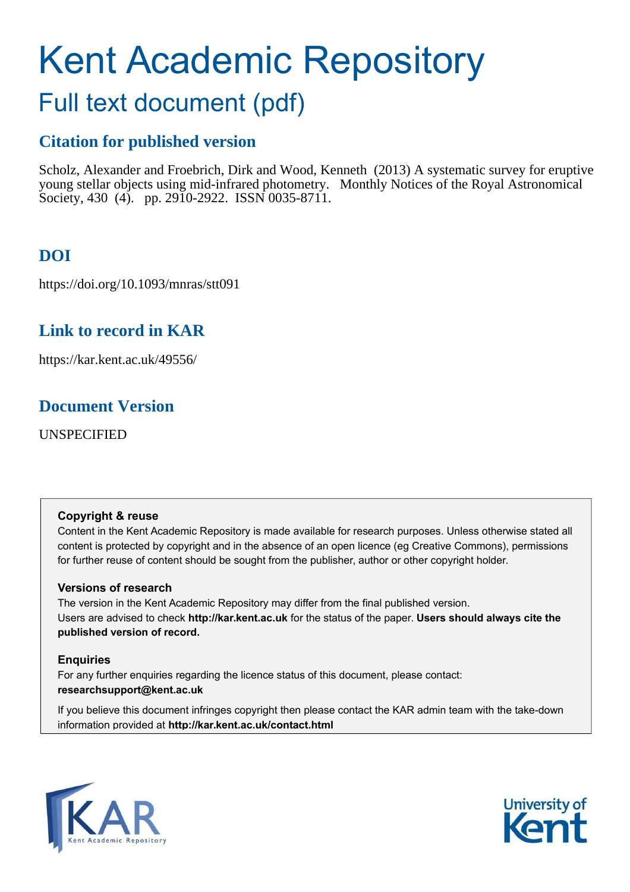# Kent Academic Repository

## Full text document (pdf)

### Citation for published version

Scholz, Alexander and Froebrich, Dirk and Wood, Kenneth (2013) A systematic survey for eruptive young stellar objects using mid-infrared photometry. Monthly Notices of the Royal Astronomical Society, 430 (4). pp. 2910-2922. ISSN 0035-8711.

### DOI

https://doi.org/10.1093/mnras/stt091

### Link to record in KAR

https://kar.kent.ac.uk/49556/

### Document Version

UNSPECIFIED

**Copyright & reuse**

Content in the Kent Academic Repository is made available for research purposes. Unless otherwise stated all content is protected by copyright and in the absence of an open licence (eg Creative Commons), permissions for further reuse of content should be sought from the publisher, author or other copyright holder.

**Versions of research**

The version in the Kent Academic Repository may differ from the final published version. Users are advised to check **http://kar.kent.ac.uk** for the status of the paper. **Users should always cite the published version of record.**

**Enquiries**

For any further enquiries regarding the licence status of this document, please contact: **researchsupport@kent.ac.uk**

If you believe this document infringes copyright then please contact the KAR admin team with the take-down information provided at **http://kar.kent.ac.uk/contact.html**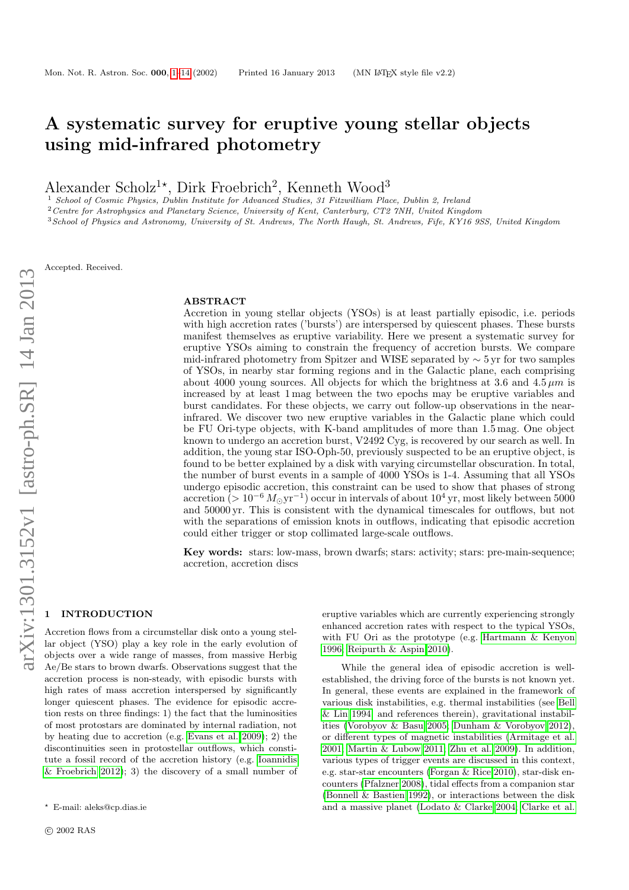# A systematic survey for eruptive young stellar objects using mid-infrared photometry

Alexander Scholz[1]*, Dirk Froebrich[2], Kenneth Wood[3]

[1] *School of Cosmic Physics, Dublin Institute for Advanced Studies, 31 Fitzwilliam Place, Dublin 2, Ireland*
[2] *Centre for Astrophysics and Planetary Science, University of Kent, Canterbury, CT2 7NH, United Kingdom*
[3] *School of Physics and Astronomy, University of St. Andrews, The North Haugh, St. Andrews, Fife, KY16 9SS, United Kingdom*

Accepted. Received.

## ABSTRACT

Accretion in young stellar objects (YSOs) is at least partially episodic, i.e. periods with high accretion rates ('bursts') are interspersed by quiescent phases. These bursts manifest themselves as eruptive variability. Here we present a systematic survey for eruptive YSOs aiming to constrain the frequency of accretion bursts. We compare mid-infrared photometry from Spitzer and WISE separated by $\sim 5$ yr for two samples of YSOs, in nearby star forming regions and in the Galactic plane, each comprising about 4000 young sources. All objects for which the brightness at 3.6 and 4.5 $\mu m$ is increased by at least 1 mag between the two epochs may be eruptive variables and burst candidates. For these objects, we carry out follow-up observations in the near-infrared. We discover two new eruptive variables in the Galactic plane which could be FU Ori-type objects, with K-band amplitudes of more than 1.5 mag. One object known to undergo an accretion burst, V2492 Cyg, is recovered by our search as well. In addition, the young star ISO-Oph-50, previously suspected to be an eruptive object, is found to be better explained by a disk with varying circumstellar obscuration. In total, the number of burst events in a sample of 4000 YSOs is 1-4. Assuming that all YSOs undergo episodic accretion, this constraint can be used to show that phases of strong accretion ($> 10^{-6}\,M_{\odot}\mathrm{yr}^{-1}$) occur in intervals of about $10^4$ yr, most likely between 5000 and 50000 yr. This is consistent with the dynamical timescales for outflows, but not with the separations of emission knots in outflows, indicating that episodic accretion could either trigger or stop collimated large-scale outflows.

**Key words:** stars: low-mass, brown dwarfs; stars: activity; stars: pre-main-sequence; accretion, accretion discs

## 1 INTRODUCTION

Accretion flows from a circumstellar disk onto a young stellar object (YSO) play a key role in the early evolution of objects over a wide range of masses, from massive Herbig Ae/Be stars to brown dwarfs. Observations suggest that the accretion process is non-steady, with episodic bursts with high rates of mass accretion interspersed by significantly longer quiescent phases. The evidence for episodic accretion rests on three findings: 1) the fact that the luminosities of most protostars are dominated by internal radiation, not by heating due to accretion (e.g. Evans et al. 2009); 2) the discontinuities seen in protostellar outflows, which constitute a fossil record of the accretion history (e.g. Ioannidis & Froebrich 2012); 3) the discovery of a small number of eruptive variables which are currently experiencing strongly enhanced accretion rates with respect to the typical YSOs, with FU Ori as the prototype (e.g. Hartmann & Kenyon 1996; Reipurth & Aspin 2010).

While the general idea of episodic accretion is well-established, the driving force of the bursts is not known yet. In general, these events are explained in the framework of various disk instabilities, e.g. thermal instabilities (see Bell & Lin 1994, and references therein), gravitational instabilities (Vorobyov & Basu 2005; Dunham & Vorobyov 2012), or different types of magnetic instabilities (Armitage et al. 2001; Martin & Lubow 2011; Zhu et al. 2009). In addition, various types of trigger events are discussed in this context, e.g. star-star encounters (Forgan & Rice 2010), star-disk encounters (Pfalzner 2008), tidal effects from a companion star (Bonnell & Bastien 1992), or interactions between the disk and a massive planet (Lodato & Clarke 2004; Clarke et al.

* E-mail: aleks@cp.dias.ie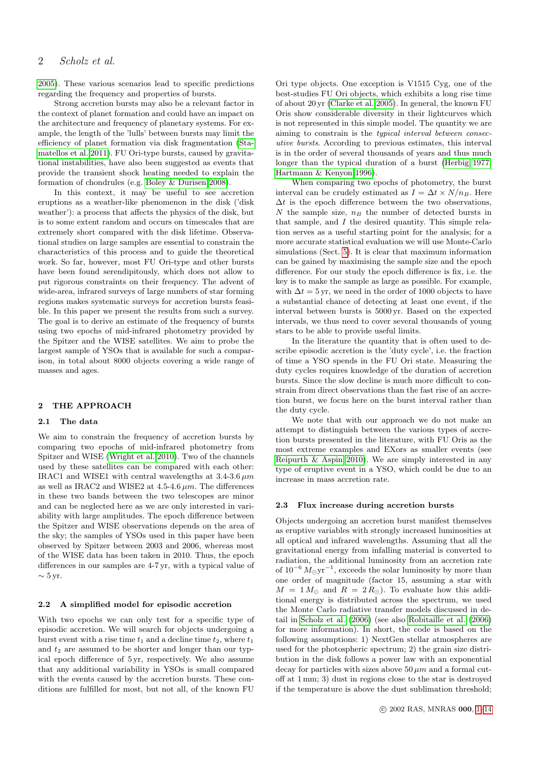2005). These various scenarios lead to specific predictions regarding the frequency and properties of bursts.

Strong accretion bursts may also be a relevant factor in the context of planet formation and could have an impact on the architecture and frequency of planetary systems. For example, the length of the 'lulls' between bursts may limit the efficiency of planet formation via disk fragmentation (Stamatellos et al. 2011). FU Ori-type bursts, caused by gravitational instabilities, have also been suggested as events that provide the transient shock heating needed to explain the formation of chondrules (e.g. Boley & Durisen 2008).

In this context, it may be useful to see accretion eruptions as a weather-like phenomenon in the disk ('disk weather'): a process that affects the physics of the disk, but is to some extent random and occurs on timescales that are extremely short compared with the disk lifetime. Observational studies on large samples are essential to constrain the characteristics of this process and to guide the theoretical work. So far, however, most FU Ori-type and other bursts have been found serendipitously, which does not allow to put rigorous constraints on their frequency. The advent of wide-area, infrared surveys of large numbers of star forming regions makes systematic surveys for accretion bursts feasible. In this paper we present the results from such a survey. The goal is to derive an estimate of the frequency of bursts using two epochs of mid-infrared photometry provided by the Spitzer and the WISE satellites. We aim to probe the largest sample of YSOs that is available for such a comparison, in total about 8000 objects covering a wide range of masses and ages.

## 2 THE APPROACH

### 2.1 The data

We aim to constrain the frequency of accretion bursts by comparing two epochs of mid-infrared photometry from Spitzer and WISE (Wright et al. 2010). Two of the channels used by these satellites can be compared with each other: IRAC1 and WISE1 with central wavelengths at 3.4-3.6 $\mu m$ as well as IRAC2 and WISE2 at 4.5-4.6 $\mu m$. The differences in these two bands between the two telescopes are minor and can be neglected here as we are only interested in variability with large amplitudes. The epoch difference between the Spitzer and WISE observations depends on the area of the sky; the samples of YSOs used in this paper have been observed by Spitzer between 2003 and 2006, whereas most of the WISE data has been taken in 2010. Thus, the epoch differences in our samples are 4-7 yr, with a typical value of $\sim 5$ yr.

### 2.2 A simplified model for episodic accretion

With two epochs we can only test for a specific type of episodic accretion. We will search for objects undergoing a burst event with a rise time $t_1$ and a decline time $t_2$, where $t_1$ and $t_2$ are assumed to be shorter and longer than our typical epoch difference of 5 yr, respectively. We also assume that any additional variability in YSOs is small compared with the events caused by the accretion bursts. These conditions are fulfilled for most, but not all, of the known FU Ori type objects. One exception is V1515 Cyg, one of the best-studies FU Ori objects, which exhibits a long rise time of about 20 yr (Clarke et al. 2005). In general, the known FU Oris show considerable diversity in their lightcurves which is not represented in this simple model. The quantity we are aiming to constrain is the *typical interval between consecutive bursts*. According to previous estimates, this interval is in the order of several thousands of years and thus much longer than the typical duration of a burst (Herbig 1977; Hartmann & Kenyon 1996).

When comparing two epochs of photometry, the burst interval can be crudely estimated as $I = \Delta t \times N/n_B$. Here $\Delta t$ is the epoch difference between the two observations, $N$ the sample size, $n_B$ the number of detected bursts in that sample, and $I$ the desired quantity. This simple relation serves as a useful starting point for the analysis; for a more accurate statistical evaluation we will use Monte-Carlo simulations (Sect. 5). It is clear that maximum information can be gained by maximising the sample size and the epoch difference. For our study the epoch difference is fix, i.e. the key is to make the sample as large as possible. For example, with $\Delta t = 5$ yr, we need in the order of 1000 objects to have a substantial chance of detecting at least one event, if the interval between bursts is 5000 yr. Based on the expected intervals, we thus need to cover several thousands of young stars to be able to provide useful limits.

In the literature the quantity that is often used to describe episodic accretion is the 'duty cycle', i.e. the fraction of time a YSO spends in the FU Ori state. Measuring the duty cycles requires knowledge of the duration of accretion bursts. Since the slow decline is much more difficult to constrain from direct observations than the fast rise of an accretion burst, we focus here on the burst interval rather than the duty cycle.

We note that with our approach we do not make an attempt to distinguish between the various types of accretion bursts presented in the literature, with FU Oris as the most extreme examples and EXors as smaller events (see Reipurth & Aspin 2010). We are simply interested in any type of eruptive event in a YSO, which could be due to an increase in mass accretion rate.

### 2.3 Flux increase during accretion bursts

Objects undergoing an accretion burst manifest themselves as eruptive variables with strongly increased luminosities at all optical and infrared wavelengths. Assuming that all the gravitational energy from infalling material is converted to radiation, the additional luminosity from an accretion rate of $10^{-6}\,M_{\odot}\mathrm{yr}^{-1}$, exceeds the solar luminosity by more than one order of magnitude (factor 15, assuming a star with $M = 1\,M_{\odot}$ and $R = 2\,R_{\odot}$). To evaluate how this additional energy is distributed across the spectrum, we used the Monte Carlo radiative transfer models discussed in detail in Scholz et al. (2006) (see also Robitaille et al. (2006) for more information). In short, the code is based on the following assumptions: 1) NextGen stellar atmospheres are used for the photospheric spectrum; 2) the grain size distribution in the disk follows a power law with an exponential decay for particles with sizes above 50 $\mu m$ and a formal cutoff at 1 mm; 3) dust in regions close to the star is destroyed if the temperature is above the dust sublimation threshold;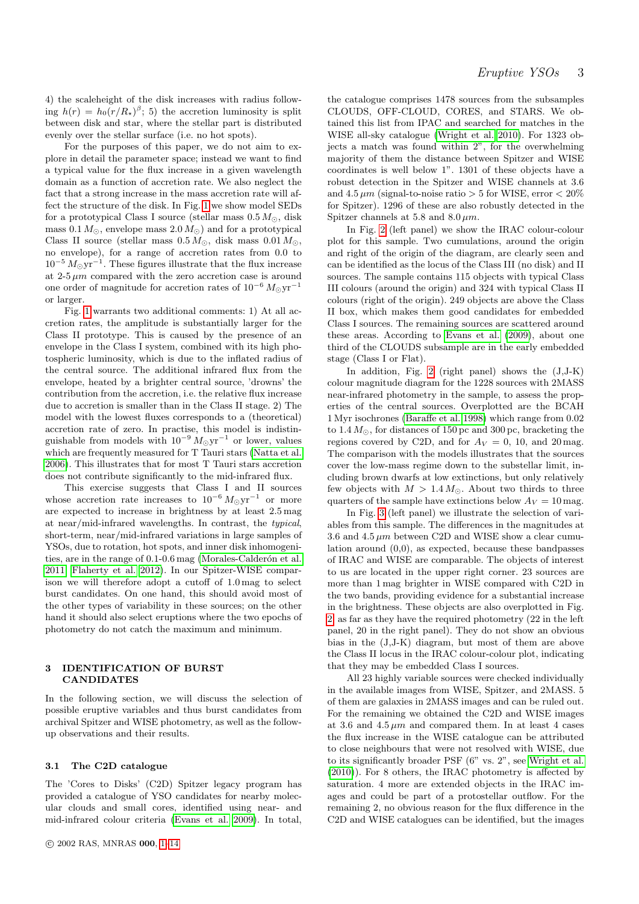4) the scaleheight of the disk increases with radius following $h(r) = h_0(r/R_\star)^\beta$; 5) the accretion luminosity is split between disk and star, where the stellar part is distributed evenly over the stellar surface (i.e. no hot spots).

For the purposes of this paper, we do not aim to explore in detail the parameter space; instead we want to find a typical value for the flux increase in a given wavelength domain as a function of accretion rate. We also neglect the fact that a strong increase in the mass accretion rate will affect the structure of the disk. In Fig. 1 we show model SEDs for a prototypical Class I source (stellar mass $0.5\,M_\odot$, disk mass $0.1\,M_\odot$, envelope mass $2.0\,M_\odot$) and for a prototypical Class II source (stellar mass $0.5\,M_\odot$, disk mass $0.01\,M_\odot$, no envelope), for a range of accretion rates from 0.0 to $10^{-5}\,M_\odot\mathrm{yr}^{-1}$. These figures illustrate that the flux increase at 2-5 $\mu m$ compared with the zero accretion case is around one order of magnitude for accretion rates of $10^{-6}\,M_\odot\mathrm{yr}^{-1}$ or larger.

Fig. 1 warrants two additional comments: 1) At all accretion rates, the amplitude is substantially larger for the Class II prototype. This is caused by the presence of an envelope in the Class I system, combined with its high photospheric luminosity, which is due to the inflated radius of the central source. The additional infrared flux from the envelope, heated by a brighter central source, 'drowns' the contribution from the accretion, i.e. the relative flux increase due to accretion is smaller than in the Class II stage. 2) The model with the lowest fluxes corresponds to a (theoretical) accretion rate of zero. In practise, this model is indistinguishable from models with $10^{-9}\,M_\odot\mathrm{yr}^{-1}$ or lower, values which are frequently measured for T Tauri stars (Natta et al. 2006). This illustrates that for most T Tauri stars accretion does not contribute significantly to the mid-infrared flux.

This exercise suggests that Class I and II sources whose accretion rate increases to $10^{-6}\,M_\odot\mathrm{yr}^{-1}$ or more are expected to increase in brightness by at least 2.5 mag at near/mid-infrared wavelengths. In contrast, the *typical*, short-term, near/mid-infrared variations in large samples of YSOs, due to rotation, hot spots, and inner disk inhomogenities, are in the range of 0.1-0.6 mag (Morales-Calderón et al. 2011; Flaherty et al. 2012). In our Spitzer-WISE comparison we will therefore adopt a cutoff of 1.0 mag to select burst candidates. On one hand, this should avoid most of the other types of variability in these sources; on the other hand it should also select eruptions where the two epochs of photometry do not catch the maximum and minimum.

## 3 IDENTIFICATION OF BURST CANDIDATES

In the following section, we will discuss the selection of possible eruptive variables and thus burst candidates from archival Spitzer and WISE photometry, as well as the follow-up observations and their results.

### 3.1 The C2D catalogue

The 'Cores to Disks' (C2D) Spitzer legacy program has provided a catalogue of YSO candidates for nearby molecular clouds and small cores, identified using near- and mid-infrared colour criteria (Evans et al. 2009). In total, the catalogue comprises 1478 sources from the subsamples CLOUDS, OFF-CLOUD, CORES, and STARS. We obtained this list from IPAC and searched for matches in the WISE all-sky catalogue (Wright et al. 2010). For 1323 objects a match was found within 2", for the overwhelming majority of them the distance between Spitzer and WISE coordinates is well below 1". 1301 of these objects have a robust detection in the Spitzer and WISE channels at 3.6 and 4.5 $\mu m$ (signal-to-noise ratio > 5 for WISE, error < 20% for Spitzer). 1296 of these are also robustly detected in the Spitzer channels at 5.8 and 8.0 $\mu m$.

In Fig. 2 (left panel) we show the IRAC colour-colour plot for this sample. Two cumulations, around the origin and right of the origin of the diagram, are clearly seen and can be identified as the locus of the Class III (no disk) and II sources. The sample contains 115 objects with typical Class III colours (around the origin) and 324 with typical Class II colours (right of the origin). 249 objects are above the Class II box, which makes them good candidates for embedded Class I sources. The remaining sources are scattered around these areas. According to Evans et al. (2009), about one third of the CLOUDS subsample are in the early embedded stage (Class I or Flat).

In addition, Fig. 2 (right panel) shows the (J,J-K) colour magnitude diagram for the 1228 sources with 2MASS near-infrared photometry in the sample, to assess the properties of the central sources. Overplotted are the BCAH 1 Myr isochrones (Baraffe et al. 1998) which range from 0.02 to $1.4\,M_\odot$, for distances of 150 pc and 300 pc, bracketing the regions covered by C2D, and for $A_V = 0$, 10, and 20 mag. The comparison with the models illustrates that the sources cover the low-mass regime down to the substellar limit, including brown dwarfs at low extinctions, but only relatively few objects with $M > 1.4\,M_\odot$. About two thirds to three quarters of the sample have extinctions below $A_V = 10$ mag.

In Fig. 3 (left panel) we illustrate the selection of variables from this sample. The differences in the magnitudes at 3.6 and 4.5 $\mu m$ between C2D and WISE show a clear cumulation around (0,0), as expected, because these bandpasses of IRAC and WISE are comparable. The objects of interest to us are located in the upper right corner. 23 sources are more than 1 mag brighter in WISE compared with C2D in the two bands, providing evidence for a substantial increase in the brightness. These objects are also overplotted in Fig. 2 as far as they have the required photometry (22 in the left panel, 20 in the right panel). They do not show an obvious bias in the (J,J-K) diagram, but most of them are above the Class II locus in the IRAC colour-colour plot, indicating that they may be embedded Class I sources.

All 23 highly variable sources were checked individually in the available images from WISE, Spitzer, and 2MASS. 5 of them are galaxies in 2MASS images and can be ruled out. For the remaining we obtained the C2D and WISE images at 3.6 and 4.5 $\mu m$ and compared them. In at least 4 cases the flux increase in the WISE catalogue can be attributed to close neighbours that were not resolved with WISE, due to its significantly broader PSF (6" vs. 2", see Wright et al. (2010)). For 8 others, the IRAC photometry is affected by saturation. 4 more are extended objects in the IRAC images and could be part of a protostellar outflow. For the remaining 2, no obvious reason for the flux difference in the C2D and WISE catalogues can be identified, but the images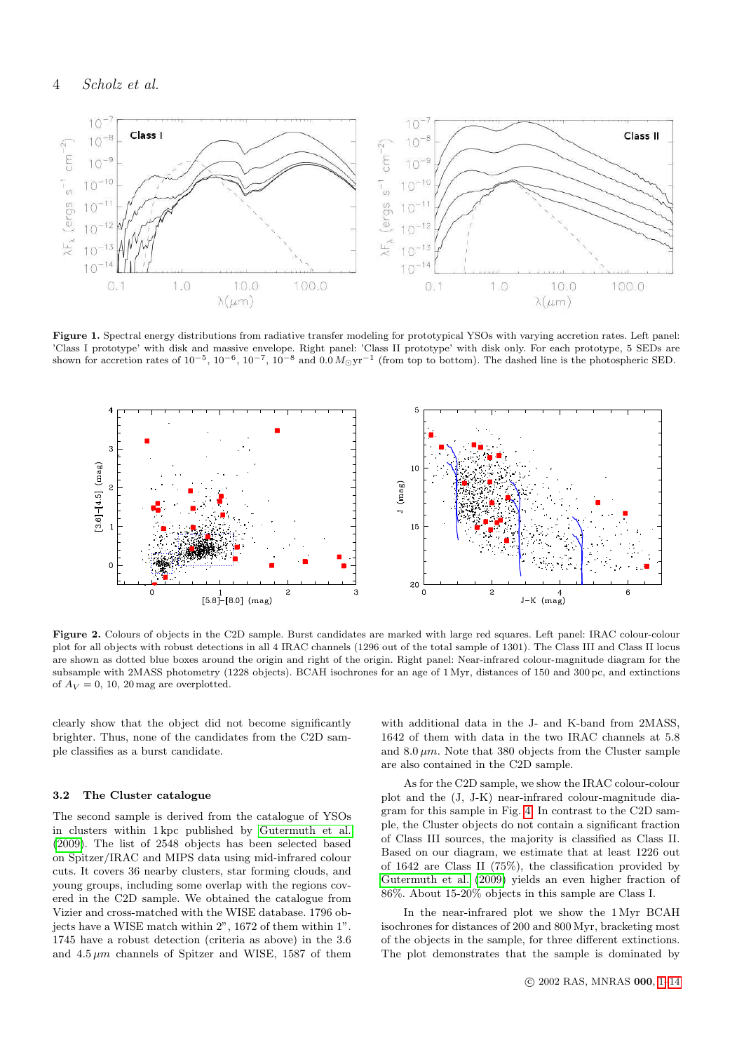**Figure 1.** Spectral energy distributions from radiative transfer modeling for prototypical YSOs with varying accretion rates. Left panel: 'Class I prototype' with disk and massive envelope. Right panel: 'Class II prototype' with disk only. For each prototype, 5 SEDs are shown for accretion rates of $10^{-5}$, $10^{-6}$, $10^{-7}$, $10^{-8}$ and $0.0\,M_{\odot}\mathrm{yr}^{-1}$ (from top to bottom). The dashed line is the photospheric SED.

**Figure 2.** Colours of objects in the C2D sample. Burst candidates are marked with large red squares. Left panel: IRAC colour-colour plot for all objects with robust detections in all 4 IRAC channels (1296 out of the total sample of 1301). The Class III and Class II locus are shown as dotted blue boxes around the origin and right of the origin. Right panel: Near-infrared colour-magnitude diagram for the subsample with 2MASS photometry (1228 objects). BCAH isochrones for an age of 1 Myr, distances of 150 and 300 pc, and extinctions of $A_V = 0$, 10, 20 mag are overplotted.

clearly show that the object did not become significantly brighter. Thus, none of the candidates from the C2D sample classifies as a burst candidate.

### 3.2 The Cluster catalogue

The second sample is derived from the catalogue of YSOs in clusters within 1 kpc published by Gutermuth et al. (2009). The list of 2548 objects has been selected based on Spitzer/IRAC and MIPS data using mid-infrared colour cuts. It covers 36 nearby clusters, star forming clouds, and young groups, including some overlap with the regions covered in the C2D sample. We obtained the catalogue from Vizier and cross-matched with the WISE database. 1796 objects have a WISE match within 2", 1672 of them within 1". 1745 have a robust detection (criteria as above) in the 3.6 and 4.5 $\mu m$ channels of Spitzer and WISE, 1587 of them with additional data in the J- and K-band from 2MASS, 1642 of them with data in the two IRAC channels at 5.8 and 8.0 $\mu m$. Note that 380 objects from the Cluster sample are also contained in the C2D sample.

As for the C2D sample, we show the IRAC colour-colour plot and the (J, J-K) near-infrared colour-magnitude diagram for this sample in Fig. 4. In contrast to the C2D sample, the Cluster objects do not contain a significant fraction of Class III sources, the majority is classified as Class II. Based on our diagram, we estimate that at least 1226 out of 1642 are Class II (75%), the classification provided by Gutermuth et al. (2009) yields an even higher fraction of 86%. About 15-20% objects in this sample are Class I.

In the near-infrared plot we show the 1 Myr BCAH isochrones for distances of 200 and 800 Myr, bracketing most of the objects in the sample, for three different extinctions. The plot demonstrates that the sample is dominated by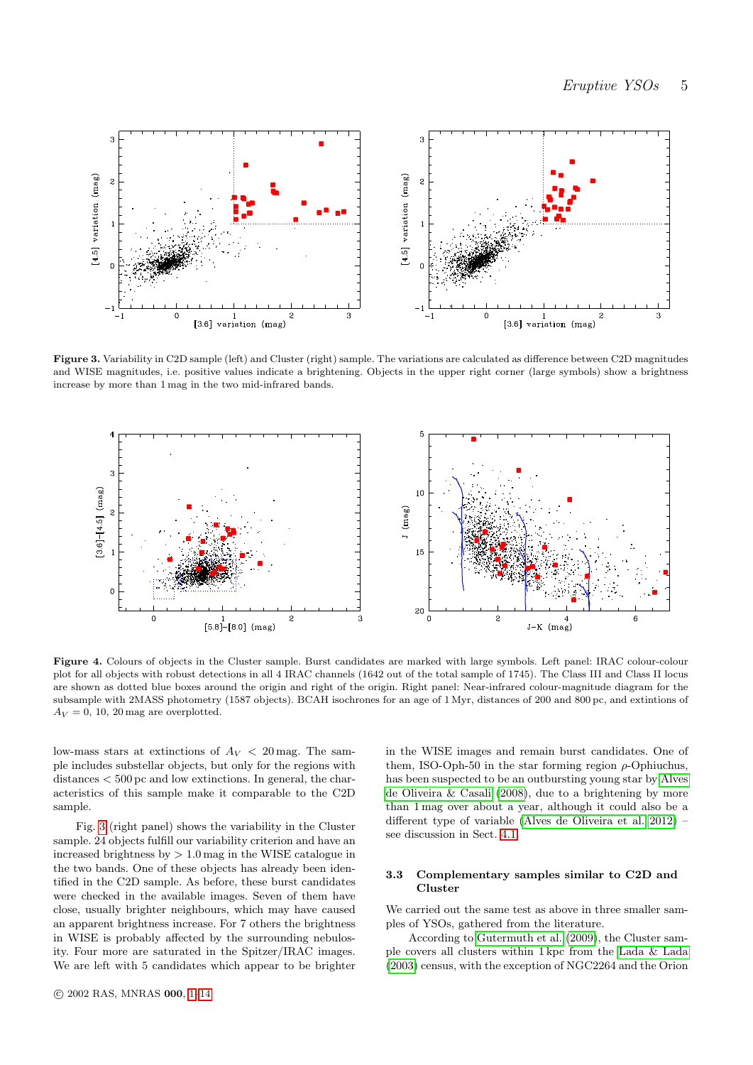Figure 3. Variability in C2D sample (left) and Cluster (right) sample. The variations are calculated as difference between C2D magnitudes and WISE magnitudes, i.e. positive values indicate a brightening. Objects in the upper right corner (large symbols) show a brightness increase by more than 1 mag in the two mid-infrared bands.

Figure 4. Colours of objects in the Cluster sample. Burst candidates are marked with large symbols. Left panel: IRAC colour-colour plot for all objects with robust detections in all 4 IRAC channels (1642 out of the total sample of 1745). The Class III and Class II locus are shown as dotted blue boxes around the origin and right of the origin. Right panel: Near-infrared colour-magnitude diagram for the subsample with 2MASS photometry (1587 objects). BCAH isochrones for an age of 1 Myr, distances of 200 and 800 pc, and extintions of $A_V = 0$, 10, 20 mag are overplotted.

low-mass stars at extinctions of $A_V < 20$ mag. The sample includes substellar objects, but only for the regions with distances < 500 pc and low extinctions. In general, the characteristics of this sample make it comparable to the C2D sample.

Fig. 3 (right panel) shows the variability in the Cluster sample. 24 objects fulfill our variability criterion and have an increased brightness by > 1.0 mag in the WISE catalogue in the two bands. One of these objects has already been identified in the C2D sample. As before, these burst candidates were checked in the available images. Seven of them have close, usually brighter neighbours, which may have caused an apparent brightness increase. For 7 others the brightness in WISE is probably affected by the surrounding nebulosity. Four more are saturated in the Spitzer/IRAC images. We are left with 5 candidates which appear to be brighter in the WISE images and remain burst candidates. One of them, ISO-Oph-50 in the star forming region $\rho$-Ophiuchus, has been suspected to be an outbursting young star by Alves de Oliveira & Casali (2008), due to a brightening by more than 1 mag over about a year, although it could also be a different type of variable (Alves de Oliveira et al. 2012) – see discussion in Sect. 4.1.

### 3.3 Complementary samples similar to C2D and Cluster

We carried out the same test as above in three smaller samples of YSOs, gathered from the literature.

According to Gutermuth et al. (2009), the Cluster sample covers all clusters within 1 kpc from the Lada & Lada (2003) census, with the exception of NGC2264 and the Orion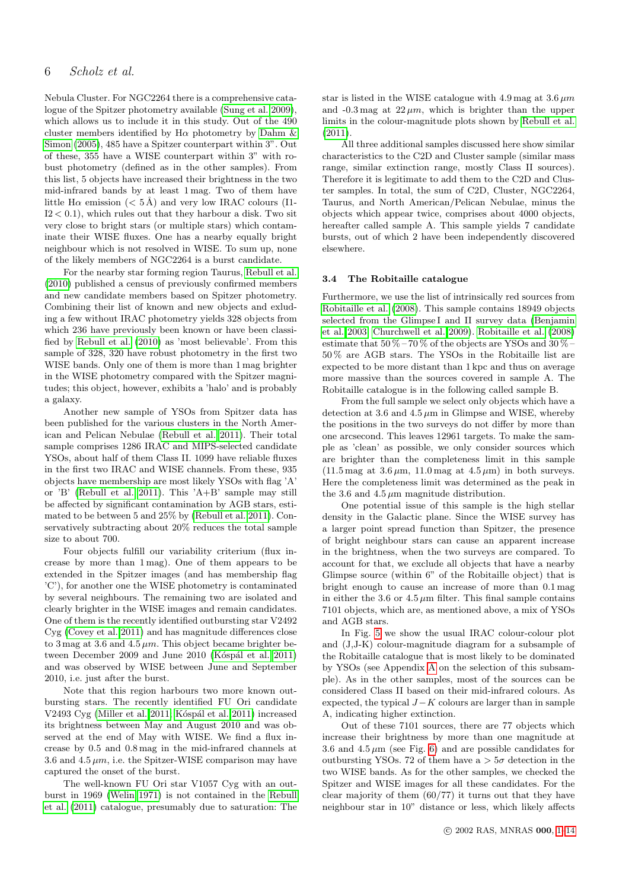Nebula Cluster. For NGC2264 there is a comprehensive catalogue of the Spitzer photometry available (Sung et al. 2009), which allows us to include it in this study. Out of the 490 cluster members identified by Hα photometry by Dahm & Simon (2005), 485 have a Spitzer counterpart within 3". Out of these, 355 have a WISE counterpart within 3" with robust photometry (defined as in the other samples). From this list, 5 objects have increased their brightness in the two mid-infrared bands by at least 1 mag. Two of them have little Hα emission ($< 5$ Å) and very low IRAC colours (I1-I2 $< 0.1$), which rules out that they harbour a disk. Two sit very close to bright stars (or multiple stars) which contaminate their WISE fluxes. One has a nearby equally bright neighbour which is not resolved in WISE. To sum up, none of the likely members of NGC2264 is a burst candidate.

For the nearby star forming region Taurus, Rebull et al. (2010) published a census of previously confirmed members and new candidate members based on Spitzer photometry. Combining their list of known and new objects and excluding a few without IRAC photometry yields 328 objects from which 236 have previously been known or have been classified by Rebull et al. (2010) as 'most believable'. From this sample of 328, 320 have robust photometry in the first two WISE bands. Only one of them is more than 1 mag brighter in the WISE photometry compared with the Spitzer magnitudes; this object, however, exhibits a 'halo' and is probably a galaxy.

Another new sample of YSOs from Spitzer data has been published for the various clusters in the North American and Pelican Nebulae (Rebull et al. 2011). Their total sample comprises 1286 IRAC and MIPS-selected candidate YSOs, about half of them Class II. 1099 have reliable fluxes in the first two IRAC and WISE channels. From these, 935 objects have membership are most likely YSOs with flag 'A' or 'B' (Rebull et al. 2011). This 'A+B' sample may still be affected by significant contamination by AGB stars, estimated to be between 5 and 25% by (Rebull et al. 2011). Conservatively subtracting about 20% reduces the total sample size to about 700.

Four objects fulfill our variability criterium (flux increase by more than 1 mag). One of them appears to be extended in the Spitzer images (and has membership flag 'C'), for another one the WISE photometry is contaminated by several neighbours. The remaining two are isolated and clearly brighter in the WISE images and remain candidates. One of them is the recently identified outbursting star V2492 Cyg (Covey et al. 2011) and has magnitude differences close to 3 mag at 3.6 and 4.5 $\mu m$. This object became brighter between December 2009 and June 2010 (Kóspál et al. 2011) and was observed by WISE between June and September 2010, i.e. just after the burst.

Note that this region harbours two more known outbursting stars. The recently identified FU Ori candidate V2493 Cyg (Miller et al. 2011; Kóspál et al. 2011) increased its brightness between May and August 2010 and was observed at the end of May with WISE. We find a flux increase by 0.5 and 0.8 mag in the mid-infrared channels at 3.6 and 4.5 $\mu m$, i.e. the Spitzer-WISE comparison may have captured the onset of the burst.

The well-known FU Ori star V1057 Cyg with an outburst in 1969 (Welin 1971) is not contained in the Rebull et al. (2011) catalogue, presumably due to saturation: The star is listed in the WISE catalogue with 4.9 mag at 3.6 $\mu m$ and -0.3 mag at 22 $\mu m$, which is brighter than the upper limits in the colour-magnitude plots shown by Rebull et al. (2011).

All three additional samples discussed here show similar characteristics to the C2D and Cluster sample (similar mass range, similar extinction range, mostly Class II sources). Therefore it is legitimate to add them to the C2D and Cluster samples. In total, the sum of C2D, Cluster, NGC2264, Taurus, and North American/Pelican Nebulae, minus the objects which appear twice, comprises about 4000 objects, hereafter called sample A. This sample yields 7 candidate bursts, out of which 2 have been independently discovered elsewhere.

### 3.4 The Robitaille catalogue

Furthermore, we use the list of intrinsically red sources from Robitaille et al. (2008). This sample contains 18949 objects selected from the Glimpse I and II survey data (Benjamin et al. 2003; Churchwell et al. 2009). Robitaille et al. (2008) estimate that 50 % – 70 % of the objects are YSOs and 30 % – 50 % are AGB stars. The YSOs in the Robitaille list are expected to be more distant than 1 kpc and thus on average more massive than the sources covered in sample A. The Robitaille catalogue is in the following called sample B.

From the full sample we select only objects which have a detection at 3.6 and 4.5 $\mu m$ in Glimpse and WISE, whereby the positions in the two surveys do not differ by more than one arcsecond. This leaves 12961 targets. To make the sample as 'clean' as possible, we only consider sources which are brighter than the completeness limit in this sample (11.5 mag at 3.6 $\mu m$, 11.0 mag at 4.5 $\mu m$) in both surveys. Here the completeness limit was determined as the peak in the 3.6 and 4.5 $\mu m$ magnitude distribution.

One potential issue of this sample is the high stellar density in the Galactic plane. Since the WISE survey has a larger point spread function than Spitzer, the presence of bright neighbour stars can cause an apparent increase in the brightness, when the two surveys are compared. To account for that, we exclude all objects that have a nearby Glimpse source (within 6" of the Robitaille object) that is bright enough to cause an increase of more than 0.1 mag in either the 3.6 or 4.5 $\mu m$ filter. This final sample contains 7101 objects, which are, as mentioned above, a mix of YSOs and AGB stars.

In Fig. 5 we show the usual IRAC colour-colour plot and (J,J-K) colour-magnitude diagram for a subsample of the Robitaille catalogue that is most likely to be dominated by YSOs (see Appendix A on the selection of this subsample). As in the other samples, most of the sources can be considered Class II based on their mid-infrared colours. As expected, the typical $J-K$ colours are larger than in sample A, indicating higher extinction.

Out of these 7101 sources, there are 77 objects which increase their brightness by more than one magnitude at 3.6 and 4.5 $\mu m$ (see Fig. 6) and are possible candidates for outbursting YSOs. 72 of them have a $> 5\sigma$ detection in the two WISE bands. As for the other samples, we checked the Spitzer and WISE images for all these candidates. For the clear majority of them (60/77) it turns out that they have neighbour star in 10" distance or less, which likely affects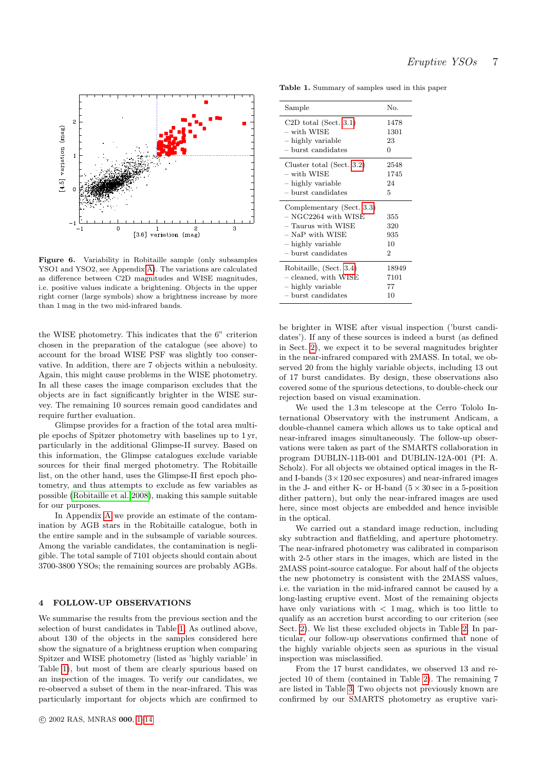**Figure 6.** Variability in Robitaille sample (only subsamples YSO1 and YSO2, see Appendix A). The variations are calculated as difference between C2D magnitudes and WISE magnitudes, i.e. positive values indicate a brightening. Objects in the upper right corner (large symbols) show a brightness increase by more than 1 mag in the two mid-infrared bands.

the WISE photometry. This indicates that the 6" criterion chosen in the preparation of the catalogue (see above) to account for the broad WISE PSF was slightly too conservative. In addition, there are 7 objects within a nebulosity. Again, this might cause problems in the WISE photometry. In all these cases the image comparison excludes that the objects are in fact significantly brighter in the WISE survey. The remaining 10 sources remain good candidates and require further evaluation.

Glimpse provides for a fraction of the total area multiple epochs of Spitzer photometry with baselines up to 1 yr, particularly in the additional Glimpse-II survey. Based on this information, the Glimpse catalogues exclude variable sources for their final merged photometry. The Robitaille list, on the other hand, uses the Glimpse-II first epoch photometry, and thus attempts to exclude as few variables as possible (Robitaille et al. 2008), making this sample suitable for our purposes.

In Appendix A we provide an estimate of the contamination by AGB stars in the Robitaille catalogue, both in the entire sample and in the subsample of variable sources. Among the variable candidates, the contamination is negligible. The total sample of 7101 objects should contain about 3700-3800 YSOs; the remaining sources are probably AGBs.

## 4 FOLLOW-UP OBSERVATIONS

We summarise the results from the previous section and the selection of burst candidates in Table 1. As outlined above, about 130 of the objects in the samples considered here show the signature of a brightness eruption when comparing Spitzer and WISE photometry (listed as 'highly variable' in Table 1), but most of them are clearly spurious based on an inspection of the images. To verify our candidates, we re-observed a subset of them in the near-infrared. This was particularly important for objects which are confirmed to be brighter in WISE after visual inspection ('burst candidates'). If any of these sources is indeed a burst (as defined in Sect. 2), we expect it to be several magnitudes brighter in the near-infrared compared with 2MASS. In total, we observed 20 from the highly variable objects, including 13 out of 17 burst candidates. By design, these observations also covered some of the spurious detections, to double-check our rejection based on visual examination.

**Table 1.** Summary of samples used in this paper

| Sample | No. |
|---|---|
| C2D total (Sect. 3.1) | 1478 |
| – with WISE | 1301 |
| – highly variable | 23 |
| – burst candidates | 0 |
| Cluster total (Sect. 3.2) | 2548 |
| – with WISE | 1745 |
| – highly variable | 24 |
| – burst candidates | 5 |
| Complementary (Sect. 3.3) | |
| – NGC2264 with WISE | 355 |
| – Taurus with WISE | 320 |
| – NaP with WISE | 935 |
| – highly variable | 10 |
| – burst candidates | 2 |
| Robitaille, (Sect. 3.4) | 18949 |
| – cleaned, with WISE | 7101 |
| – highly variable | 77 |
| – burst candidates | 10 |

We used the 1.3 m telescope at the Cerro Tololo International Observatory with the instrument Andicam, a double-channel camera which allows us to take optical and near-infrared images simultaneously. The follow-up observations were taken as part of the SMARTS collaboration in program DUBLIN-11B-001 and DUBLIN-12A-001 (PI: A. Scholz). For all objects we obtained optical images in the R- and I-bands ($3 \times 120$ sec exposures) and near-infrared images in the J- and either K- or H-band ($5 \times 30$ sec in a 5-position dither pattern), but only the near-infrared images are used here, since most objects are embedded and hence invisible in the optical.

We carried out a standard image reduction, including sky subtraction and flatfielding, and aperture photometry. The near-infrared photometry was calibrated in comparison with 2-5 other stars in the images, which are listed in the 2MASS point-source catalogue. For about half of the objects the new photometry is consistent with the 2MASS values, i.e. the variation in the mid-infrared cannot be caused by a long-lasting eruptive event. Most of the remaining objects have only variations with $< 1$ mag, which is too little to qualify as an accretion burst according to our criterion (see Sect. 2). We list these excluded objects in Table 2. In particular, our follow-up observations confirmed that none of the highly variable objects seen as spurious in the visual inspection was misclassified.

From the 17 burst candidates, we observed 13 and rejected 10 of them (contained in Table 2). The remaining 7 are listed in Table 3. Two objects not previously known are confirmed by our SMARTS photometry as eruptive vari-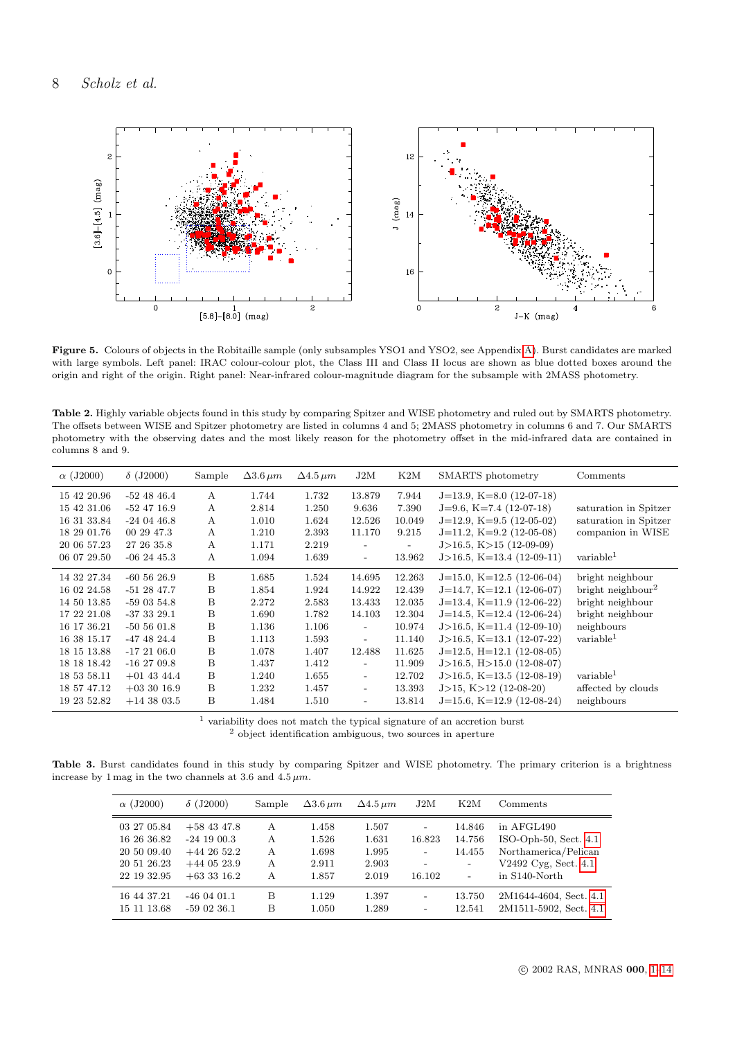**Figure 5.** Colours of objects in the Robitaille sample (only subsamples YSO1 and YSO2, see Appendix A). Burst candidates are marked with large symbols. Left panel: IRAC colour-colour plot, the Class III and Class II locus are shown as blue dotted boxes around the origin and right of the origin. Right panel: Near-infrared colour-magnitude diagram for the subsample with 2MASS photometry.

**Table 2.** Highly variable objects found in this study by comparing Spitzer and WISE photometry and ruled out by SMARTS photometry. The offsets between WISE and Spitzer photometry are listed in columns 4 and 5; 2MASS photometry in columns 6 and 7. Our SMARTS photometry with the observing dates and the most likely reason for the photometry offset in the mid-infrared data are contained in columns 8 and 9.

| α (J2000) | δ (J2000) | Sample | Δ3.6 μm | Δ4.5 μm | J2M | K2M | SMARTS photometry | Comments |
|---|---|---|---|---|---|---|---|---|
| 15 42 20.96 | -52 48 46.4 | A | 1.744 | 1.732 | 13.879 | 7.944 | J=13.9, K=8.0 (12-07-18) | |
| 15 42 31.06 | -52 47 16.9 | A | 2.814 | 1.250 | 9.636 | 7.390 | J=9.6, K=7.4 (12-07-18) | saturation in Spitzer |
| 16 31 33.84 | -24 04 46.8 | A | 1.010 | 1.624 | 12.526 | 10.049 | J=12.9, K=9.5 (12-05-02) | saturation in Spitzer |
| 18 29 01.76 | 00 29 47.3 | A | 1.210 | 2.393 | 11.170 | 9.215 | J=11.2, K=9.2 (12-05-08) | companion in WISE |
| 20 06 57.23 | 27 26 35.8 | A | 1.171 | 2.219 | - | - | J>16.5, K>15 (12-09-09) | |
| 06 07 29.50 | -06 24 45.3 | A | 1.094 | 1.639 | - | 13.962 | J>16.5, K=13.4 (12-09-11) | variable[1] |
| 14 32 27.34 | -60 56 26.9 | B | 1.685 | 1.524 | 14.695 | 12.263 | J=15.0, K=12.5 (12-06-04) | bright neighbour |
| 16 02 24.58 | -51 28 47.7 | B | 1.854 | 1.924 | 14.922 | 12.439 | J=14.7, K=12.1 (12-06-07) | bright neighbour[2] |
| 14 50 13.85 | -59 03 54.8 | B | 2.272 | 2.583 | 13.433 | 12.035 | J=13.4, K=11.9 (12-06-22) | bright neighbour |
| 17 22 21.08 | -37 33 29.1 | B | 1.690 | 1.782 | 14.103 | 12.304 | J=14.5, K=12.4 (12-06-24) | bright neighbour |
| 16 17 36.21 | -50 56 01.8 | B | 1.136 | 1.106 | - | 10.974 | J>16.5, K=11.4 (12-09-10) | neighbours |
| 16 38 15.17 | -47 48 24.4 | B | 1.113 | 1.593 | - | 11.140 | J>16.5, K=13.1 (12-07-22) | variable[1] |
| 18 15 13.88 | -17 21 06.0 | B | 1.078 | 1.407 | 12.488 | 11.625 | J=12.5, H=12.1 (12-08-05) | |
| 18 18 18.42 | -16 27 09.8 | B | 1.437 | 1.412 | - | 11.909 | J>16.5, H>15.0 (12-08-07) | |
| 18 53 58.11 | +01 43 44.4 | B | 1.240 | 1.655 | - | 12.702 | J>16.5, K=13.5 (12-08-19) | variable[1] |
| 18 57 47.12 | +03 30 16.9 | B | 1.232 | 1.457 | - | 13.393 | J>15, K>12 (12-08-20) | affected by clouds |
| 19 23 52.82 | +14 38 03.5 | B | 1.484 | 1.510 | - | 13.814 | J=15.6, K=12.9 (12-08-24) | neighbours |

[1] variability does not match the typical signature of an accretion burst
[2] object identification ambiguous, two sources in aperture

**Table 3.** Burst candidates found in this study by comparing Spitzer and WISE photometry. The primary criterion is a brightness increase by 1 mag in the two channels at 3.6 and 4.5 μm.

| α (J2000) | δ (J2000) | Sample | Δ3.6 μm | Δ4.5 μm | J2M | K2M | Comments |
|---|---|---|---|---|---|---|---|
| 03 27 05.84 | +58 43 47.8 | A | 1.458 | 1.507 | - | 14.846 | in AFGL490 |
| 16 26 36.82 | -24 19 00.3 | A | 1.526 | 1.631 | 16.823 | 14.756 | ISO-Oph-50, Sect. 4.1 |
| 20 50 09.40 | +44 26 52.2 | A | 1.698 | 1.995 | - | 14.455 | Northamerica/Pelican |
| 20 51 26.23 | +44 05 23.9 | A | 2.911 | 2.903 | - | - | V2492 Cyg, Sect. 4.1 |
| 22 19 32.95 | +63 33 16.2 | A | 1.857 | 2.019 | 16.102 | - | in S140-North |
| 16 44 37.21 | -46 04 01.1 | B | 1.129 | 1.397 | - | 13.750 | 2M1644-4604, Sect. 4.1 |
| 15 11 13.68 | -59 02 36.1 | B | 1.050 | 1.289 | - | 12.541 | 2M1511-5902, Sect. 4.1 |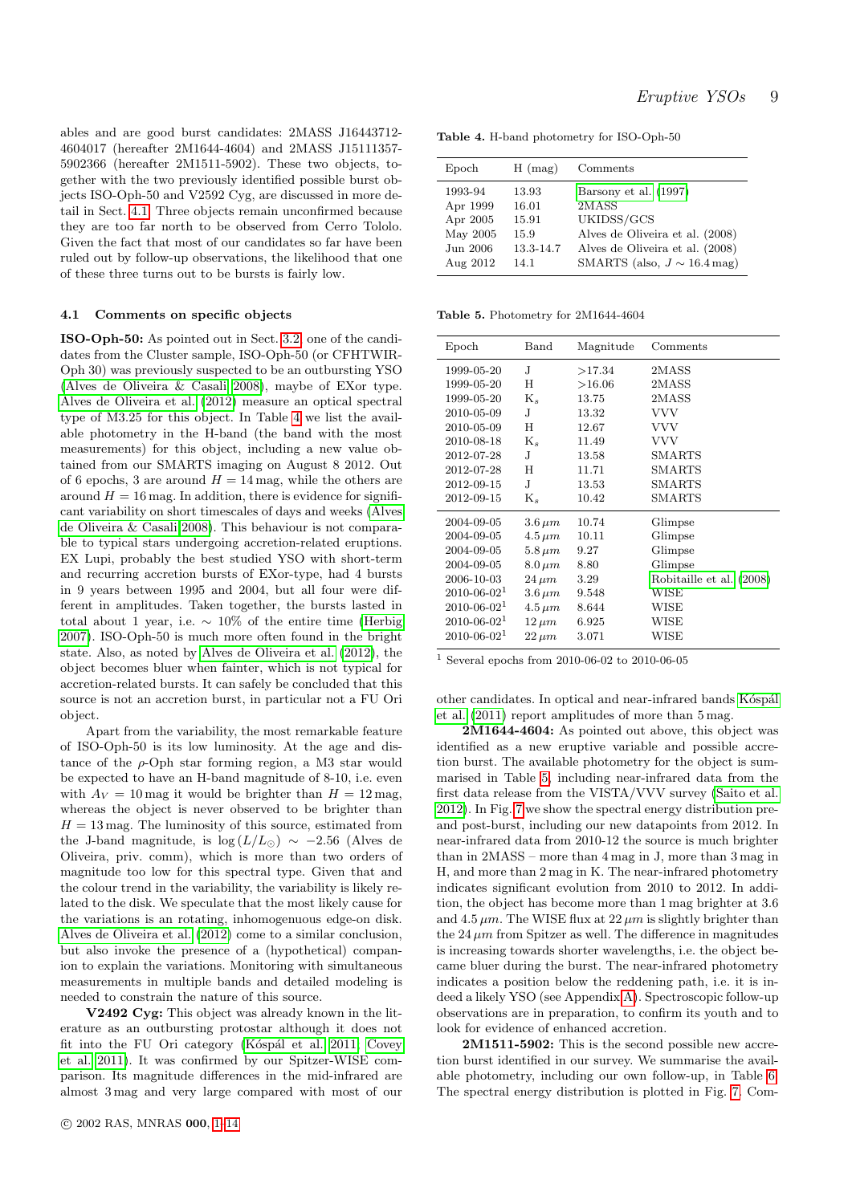ables and are good burst candidates: 2MASS J16443712-4604017 (hereafter 2M1644-4604) and 2MASS J15111357-5902366 (hereafter 2M1511-5902). These two objects, together with the two previously identified possible burst objects ISO-Oph-50 and V2592 Cyg, are discussed in more detail in Sect. 4.1. Three objects remain unconfirmed because they are too far north to be observed from Cerro Tololo. Given the fact that most of our candidates so far have been ruled out by follow-up observations, the likelihood that one of these three turns out to be bursts is fairly low.

### 4.1 Comments on specific objects

**ISO-Oph-50:** As pointed out in Sect. 3.2, one of the candidates from the Cluster sample, ISO-Oph-50 (or CFHTWIR-Oph 30) was previously suspected to be an outbursting YSO (Alves de Oliveira & Casali 2008), maybe of EXor type. Alves de Oliveira et al. (2012) measure an optical spectral type of M3.25 for this object. In Table 4 we list the available photometry in the H-band (the band with the most measurements) for this object, including a new value obtained from our SMARTS imaging on August 8 2012. Out of 6 epochs, 3 are around $H = 14$ mag, while the others are around $H = 16$ mag. In addition, there is evidence for significant variability on short timescales of days and weeks (Alves de Oliveira & Casali 2008). This behaviour is not comparable to typical stars undergoing accretion-related eruptions. EX Lupi, probably the best studied YSO with short-term and recurring accretion bursts of EXor-type, had 4 bursts in 9 years between 1995 and 2004, but all four were different in amplitudes. Taken together, the bursts lasted in total about 1 year, i.e. $\sim 10\%$ of the entire time (Herbig 2007). ISO-Oph-50 is much more often found in the bright state. Also, as noted by Alves de Oliveira et al. (2012), the object becomes bluer when fainter, which is not typical for accretion-related bursts. It can safely be concluded that this source is not an accretion burst, in particular not a FU Ori object.

Apart from the variability, the most remarkable feature of ISO-Oph-50 is its low luminosity. At the age and distance of the $\rho$-Oph star forming region, a M3 star would be expected to have an H-band magnitude of 8-10, i.e. even with $A_V = 10$ mag it would be brighter than $H = 12$ mag, whereas the object is never observed to be brighter than $H = 13$ mag. The luminosity of this source, estimated from the J-band magnitude, is $\log(L/L_{\odot}) \sim -2.56$ (Alves de Oliveira, priv. comm), which is more than two orders of magnitude too low for this spectral type. Given that and the colour trend in the variability, the variability is likely related to the disk. We speculate that the most likely cause for the variations is an rotating, inhomogenuous edge-on disk. Alves de Oliveira et al. (2012) come to a similar conclusion, but also invoke the presence of a (hypothetical) companion to explain the variations. Monitoring with simultaneous measurements in multiple bands and detailed modeling is needed to constrain the nature of this source.

**V2492 Cyg:** This object was already known in the literature as an outbursting protostar although it does not fit into the FU Ori category (Kóspál et al. 2011; Covey et al. 2011). It was confirmed by our Spitzer-WISE comparison. Its magnitude differences in the mid-infrared are almost 3 mag and very large compared with most of our other candidates. In optical and near-infrared bands Kóspál et al. (2011) report amplitudes of more than 5 mag.

**Table 4.** H-band photometry for ISO-Oph-50

| Epoch | H (mag) | Comments |
|---|---|---|
| 1993-94 | 13.93 | Barsony et al. (1997) |
| Apr 1999 | 16.01 | 2MASS |
| Apr 2005 | 15.91 | UKIDSS/GCS |
| May 2005 | 15.9 | Alves de Oliveira et al. (2008) |
| Jun 2006 | 13.3-14.7 | Alves de Oliveira et al. (2008) |
| Aug 2012 | 14.1 | SMARTS (also, $J \sim 16.4$ mag) |

**Table 5.** Photometry for 2M1644-4604

| Epoch | Band | Magnitude | Comments |
|---|---|---|---|
| 1999-05-20 | J | >17.34 | 2MASS |
| 1999-05-20 | H | >16.06 | 2MASS |
| 1999-05-20 | $K_s$ | 13.75 | 2MASS |
| 2010-05-09 | J | 13.32 | VVV |
| 2010-05-09 | H | 12.67 | VVV |
| 2010-08-18 | $K_s$ | 11.49 | VVV |
| 2012-07-28 | J | 13.58 | SMARTS |
| 2012-07-28 | H | 11.71 | SMARTS |
| 2012-09-15 | J | 13.53 | SMARTS |
| 2012-09-15 | $K_s$ | 10.42 | SMARTS |
| 2004-09-05 | $3.6\,\mu m$ | 10.74 | Glimpse |
| 2004-09-05 | $4.5\,\mu m$ | 10.11 | Glimpse |
| 2004-09-05 | $5.8\,\mu m$ | 9.27 | Glimpse |
| 2004-09-05 | $8.0\,\mu m$ | 8.80 | Glimpse |
| 2006-10-03 | $24\,\mu m$ | 3.29 | Robitaille et al. (2008) |
| 2010-06-02[1] | $3.6\,\mu m$ | 9.548 | WISE |
| 2010-06-02[1] | $4.5\,\mu m$ | 8.644 | WISE |
| 2010-06-02[1] | $12\,\mu m$ | 6.925 | WISE |
| 2010-06-02[1] | $22\,\mu m$ | 3.071 | WISE |

[1] Several epochs from 2010-06-02 to 2010-06-05

**2M1644-4604:** As pointed out above, this object was identified as a new eruptive variable and possible accretion burst. The available photometry for the object is summarised in Table 5, including near-infrared data from the first data release from the VISTA/VVV survey (Saito et al. 2012). In Fig. 7 we show the spectral energy distribution pre- and post-burst, including our new datapoints from 2012. In near-infrared data from 2010-12 the source is much brighter than in 2MASS – more than 4 mag in J, more than 3 mag in H, and more than 2 mag in K. The near-infrared photometry indicates significant evolution from 2010 to 2012. In addition, the object has become more than 1 mag brighter at 3.6 and $4.5\,\mu m$. The WISE flux at $22\,\mu m$ is slightly brighter than the $24\,\mu m$ from Spitzer as well. The difference in magnitudes is increasing towards shorter wavelengths, i.e. the object became bluer during the burst. The near-infrared photometry indicates a position below the reddening path, i.e. it is indeed a likely YSO (see Appendix A). Spectroscopic follow-up observations are in preparation, to confirm its youth and to look for evidence of enhanced accretion.

**2M1511-5902:** This is the second possible new accretion burst identified in our survey. We summarise the available photometry, including our own follow-up, in Table 6. The spectral energy distribution is plotted in Fig. 7. Com-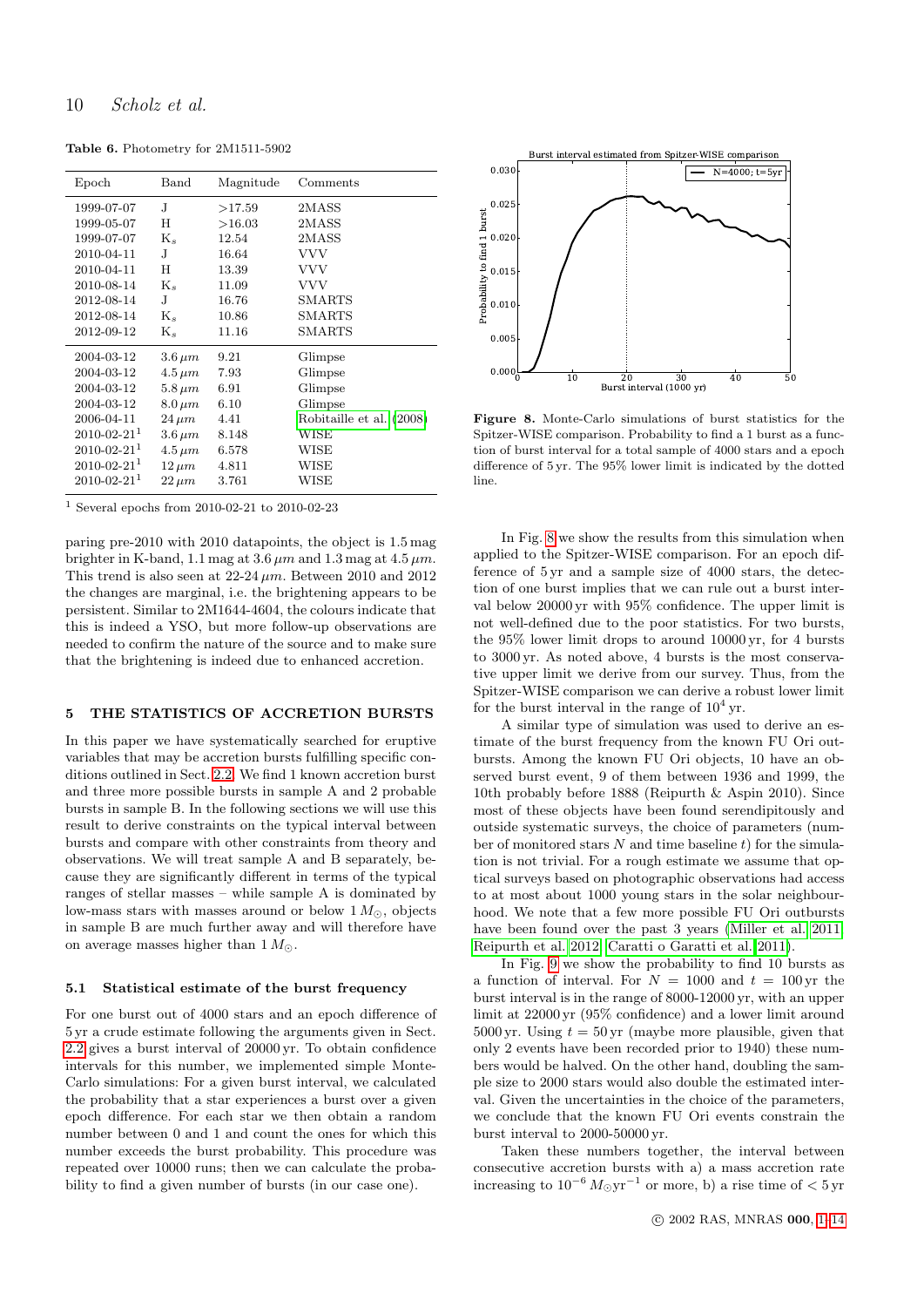**Table 6.** Photometry for 2M1511-5902

| Epoch | Band | Magnitude | Comments |
|---|---|---|---|
| 1999-07-07 | J | >17.59 | 2MASS |
| 1999-05-07 | H | >16.03 | 2MASS |
| 1999-07-07 | $K_s$ | 12.54 | 2MASS |
| 2010-04-11 | J | 16.64 | VVV |
| 2010-04-11 | H | 13.39 | VVV |
| 2010-08-14 | $K_s$ | 11.09 | VVV |
| 2012-08-14 | J | 16.76 | SMARTS |
| 2012-08-14 | $K_s$ | 10.86 | SMARTS |
| 2012-09-12 | $K_s$ | 11.16 | SMARTS |
| 2004-03-12 | $3.6\,\mu m$ | 9.21 | Glimpse |
| 2004-03-12 | $4.5\,\mu m$ | 7.93 | Glimpse |
| 2004-03-12 | $5.8\,\mu m$ | 6.91 | Glimpse |
| 2004-03-12 | $8.0\,\mu m$ | 6.10 | Glimpse |
| 2006-04-11 | $24\,\mu m$ | 4.41 | Robitaille et al. (2008) |
| 2010-02-21[1] | $3.6\,\mu m$ | 8.148 | WISE |
| 2010-02-21[1] | $4.5\,\mu m$ | 6.578 | WISE |
| 2010-02-21[1] | $12\,\mu m$ | 4.811 | WISE |
| 2010-02-21[1] | $22\,\mu m$ | 3.761 | WISE |

[1] Several epochs from 2010-02-21 to 2010-02-23

paring pre-2010 with 2010 datapoints, the object is 1.5 mag brighter in K-band, 1.1 mag at $3.6\,\mu m$ and 1.3 mag at $4.5\,\mu m$. This trend is also seen at 22-24 $\mu m$. Between 2010 and 2012 the changes are marginal, i.e. the brightening appears to be persistent. Similar to 2M1644-4604, the colours indicate that this is indeed a YSO, but more follow-up observations are needed to confirm the nature of the source and to make sure that the brightening is indeed due to enhanced accretion.

## 5 THE STATISTICS OF ACCRETION BURSTS

In this paper we have systematically searched for eruptive variables that may be accretion bursts fulfilling specific conditions outlined in Sect. 2.2. We find 1 known accretion burst and three more possible bursts in sample A and 2 probable bursts in sample B. In the following sections we will use this result to derive constraints on the typical interval between bursts and compare with other constraints from theory and observations. We will treat sample A and B separately, because they are significantly different in terms of the typical ranges of stellar masses – while sample A is dominated by low-mass stars with masses around or below $1\,M_{\odot}$, objects in sample B are much further away and will therefore have on average masses higher than $1\,M_{\odot}$.

### 5.1 Statistical estimate of the burst frequency

For one burst out of 4000 stars and an epoch difference of 5 yr a crude estimate following the arguments given in Sect. 2.2 gives a burst interval of 20000 yr. To obtain confidence intervals for this number, we implemented simple Monte-Carlo simulations: For a given burst interval, we calculated the probability that a star experiences a burst over a given epoch difference. For each star we then obtain a random number between 0 and 1 and count the ones for which this number exceeds the burst probability. This procedure was repeated over 10000 runs; then we can calculate the probability to find a given number of bursts (in our case one).

**Figure 8.** Monte-Carlo simulations of burst statistics for the Spitzer-WISE comparison. Probability to find a 1 burst as a function of burst interval for a total sample of 4000 stars and a epoch difference of 5 yr. The 95% lower limit is indicated by the dotted line.

In Fig. 8 we show the results from this simulation when applied to the Spitzer-WISE comparison. For an epoch difference of 5 yr and a sample size of 4000 stars, the detection of one burst implies that we can rule out a burst interval below 20000 yr with 95% confidence. The upper limit is not well-defined due to the poor statistics. For two bursts, the 95% lower limit drops to around 10000 yr, for 4 bursts to 3000 yr. As noted above, 4 bursts is the most conservative upper limit we derive from our survey. Thus, from the Spitzer-WISE comparison we can derive a robust lower limit for the burst interval in the range of $10^4$ yr.

A similar type of simulation was used to derive an estimate of the burst frequency from the known FU Ori outbursts. Among the known FU Ori objects, 10 have an observed burst event, 9 of them between 1936 and 1999, the 10th probably before 1888 (Reipurth & Aspin 2010). Since most of these objects have been found serendipitously and outside systematic surveys, the choice of parameters (number of monitored stars $N$ and time baseline $t$) for the simulation is not trivial. For a rough estimate we assume that optical surveys based on photographic observations had access to at most about 1000 young stars in the solar neighbourhood. We note that a few more possible FU Ori outbursts have been found over the past 3 years (Miller et al. 2011; Reipurth et al. 2012; Caratti o Garatti et al. 2011).

In Fig. 9 we show the probability to find 10 bursts as a function of burst interval. For $N = 1000$ and $t = 100$ yr the burst interval is in the range of 8000-12000 yr, with an upper limit at 22000 yr (95% confidence) and a lower limit around 5000 yr. Using $t = 50$ yr (maybe more plausible, given that only 2 events have been recorded prior to 1940) these numbers would be halved. On the other hand, doubling the sample size to 2000 stars would also double the estimated interval. Given the uncertainties in the choice of the parameters, we conclude that the known FU Ori events constrain the burst interval to 2000-50000 yr.

Taken these numbers together, the interval between consecutive accretion bursts with a) a mass accretion rate increasing to $10^{-6}\,M_{\odot}\mathrm{yr}^{-1}$ or more, b) a rise time of $< 5$ yr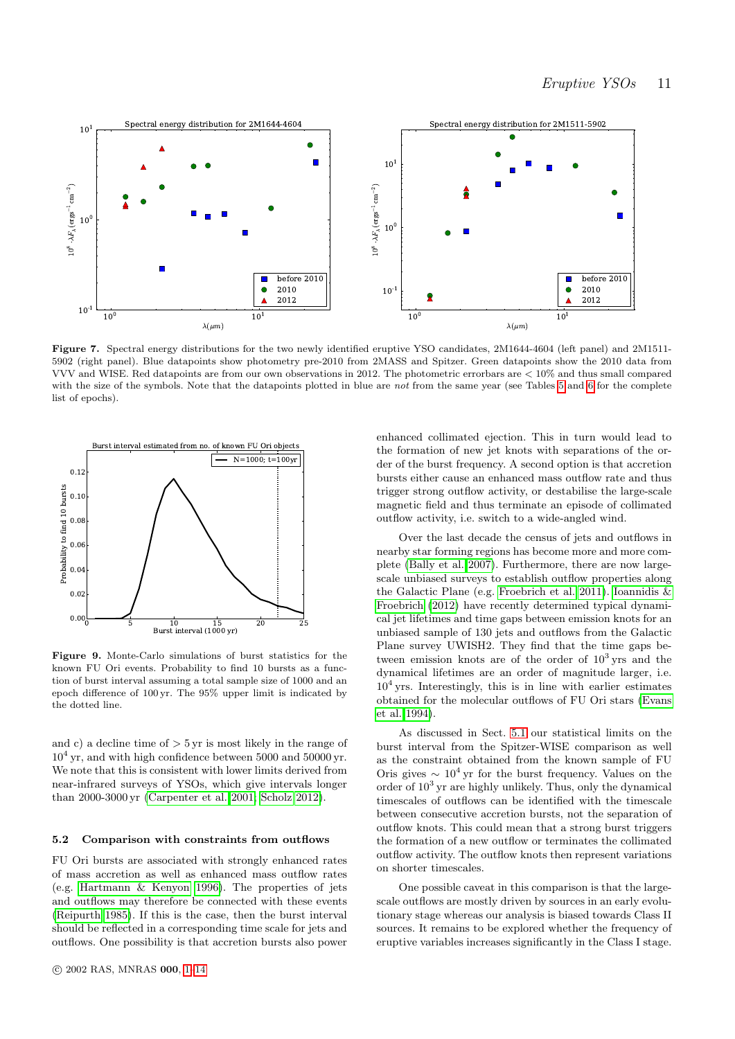**Figure 7.** Spectral energy distributions for the two newly identified eruptive YSO candidates, 2M1644-4604 (left panel) and 2M1511-5902 (right panel). Blue datapoints show photometry pre-2010 from 2MASS and Spitzer. Green datapoints show the 2010 data from VVV and WISE. Red datapoints are from our own observations in 2012. The photometric errorbars are < 10% and thus small compared with the size of the symbols. Note that the datapoints plotted in blue are *not* from the same year (see Tables 5 and 6 for the complete list of epochs).

**Figure 9.** Monte-Carlo simulations of burst statistics for the known FU Ori events. Probability to find 10 bursts as a function of burst interval assuming a total sample size of 1000 and an epoch difference of 100 yr. The 95% upper limit is indicated by the dotted line.

and c) a decline time of > 5 yr is most likely in the range of $10^4$ yr, and with high confidence between 5000 and 50000 yr. We note that this is consistent with lower limits derived from near-infrared surveys of YSOs, which give intervals longer than 2000-3000 yr (Carpenter et al. 2001; Scholz 2012).

### 5.2 Comparison with constraints from outflows

FU Ori bursts are associated with strongly enhanced rates of mass accretion as well as enhanced mass outflow rates (e.g. Hartmann & Kenyon 1996). The properties of jets and outflows may therefore be connected with these events (Reipurth 1985). If this is the case, then the burst interval should be reflected in a corresponding time scale for jets and outflows. One possibility is that accretion bursts also power enhanced collimated ejection. This in turn would lead to the formation of new jet knots with separations of the order of the burst frequency. A second option is that accretion bursts either cause an enhanced mass outflow rate and thus trigger strong outflow activity, or destabilise the large-scale magnetic field and thus terminate an episode of collimated outflow activity, i.e. switch to a wide-angled wind.

Over the last decade the census of jets and outflows in nearby star forming regions has become more and more complete (Bally et al. 2007). Furthermore, there are now large-scale unbiased surveys to establish outflow properties along the Galactic Plane (e.g. Froebrich et al. 2011). Ioannidis & Froebrich (2012) have recently determined typical dynamical jet lifetimes and time gaps between emission knots for an unbiased sample of 130 jets and outflows from the Galactic Plane survey UWISH2. They find that the time gaps between emission knots are of the order of $10^3$ yrs and the dynamical lifetimes are an order of magnitude larger, i.e. $10^4$ yrs. Interestingly, this is in line with earlier estimates obtained for the molecular outflows of FU Ori stars (Evans et al. 1994).

As discussed in Sect. 5.1 our statistical limits on the burst interval from the Spitzer-WISE comparison as well as the constraint obtained from the known sample of FU Oris gives $\sim 10^4$ yr for the burst frequency. Values on the order of $10^3$ yr are highly unlikely. Thus, only the dynamical timescales of outflows can be identified with the timescale between consecutive accretion bursts, not the separation of outflow knots. This could mean that a strong burst triggers the formation of a new outflow or terminates the collimated outflow activity. The outflow knots then represent variations on shorter timescales.

One possible caveat in this comparison is that the large-scale outflows are mostly driven by sources in an early evolutionary stage whereas our analysis is biased towards Class II sources. It remains to be explored whether the frequency of eruptive variables increases significantly in the Class I stage.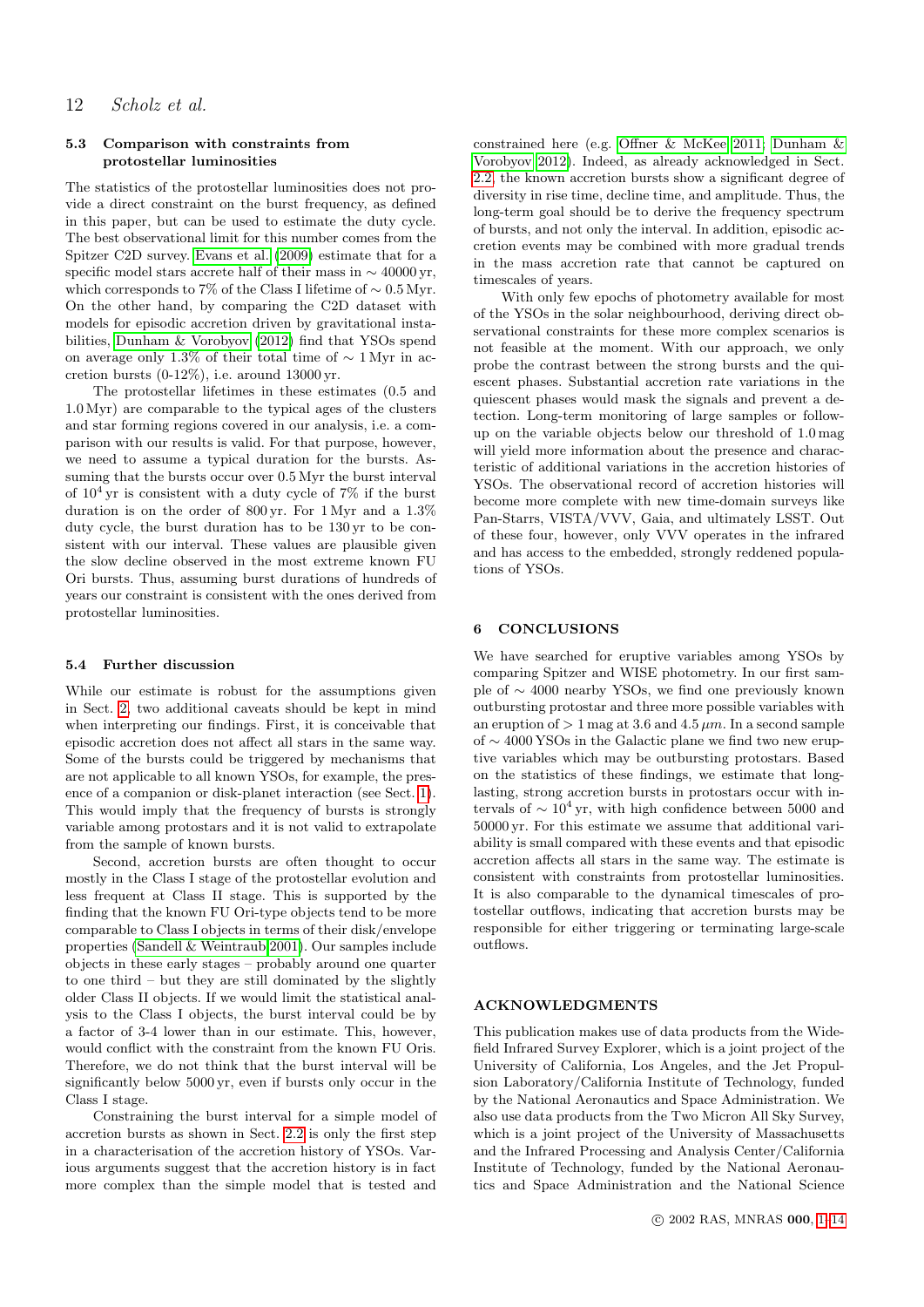### 5.3 Comparison with constraints from protostellar luminosities

The statistics of the protostellar luminosities does not provide a direct constraint on the burst frequency, as defined in this paper, but can be used to estimate the duty cycle. The best observational limit for this number comes from the Spitzer C2D survey. Evans et al. (2009) estimate that for a specific model stars accrete half of their mass in $\sim 40000$ yr, which corresponds to 7% of the Class I lifetime of $\sim 0.5$ Myr. On the other hand, by comparing the C2D dataset with models for episodic accretion driven by gravitational instabilities, Dunham & Vorobyov (2012) find that YSOs spend on average only 1.3% of their total time of $\sim 1$ Myr in accretion bursts (0-12%), i.e. around 13000 yr.

The protostellar lifetimes in these estimates (0.5 and 1.0 Myr) are comparable to the typical ages of the clusters and star forming regions covered in our analysis, i.e. a comparison with our results is valid. For that purpose, however, we need to assume a typical duration for the bursts. Assuming that the bursts occur over 0.5 Myr the burst interval of $10^4$ yr is consistent with a duty cycle of 7% if the burst duration is on the order of 800 yr. For 1 Myr and a 1.3% duty cycle, the burst duration has to be 130 yr to be consistent with our interval. These values are plausible given the slow decline observed in the most extreme known FU Ori bursts. Thus, assuming burst durations of hundreds of years our constraint is consistent with the ones derived from protostellar luminosities.

### 5.4 Further discussion

While our estimate is robust for the assumptions given in Sect. 2, two additional caveats should be kept in mind when interpreting our findings. First, it is conceivable that episodic accretion does not affect all stars in the same way. Some of the bursts could be triggered by mechanisms that are not applicable to all known YSOs, for example, the presence of a companion or disk-planet interaction (see Sect. 1). This would imply that the frequency of bursts is strongly variable among protostars and it is not valid to extrapolate from the sample of known bursts.

Second, accretion bursts are often thought to occur mostly in the Class I stage of the protostellar evolution and less frequent at Class II stage. This is supported by the finding that the known FU Ori-type objects tend to be more comparable to Class I objects in terms of their disk/envelope properties (Sandell & Weintraub 2001). Our samples include objects in these early stages – probably around one quarter to one third – but they are still dominated by the slightly older Class II objects. If we would limit the statistical analysis to the Class I objects, the burst interval could be by a factor of 3-4 lower than in our estimate. This, however, would conflict with the constraint from the known FU Oris. Therefore, we do not think that the burst interval will be significantly below 5000 yr, even if bursts only occur in the Class I stage.

Constraining the burst interval for a simple model of accretion bursts as shown in Sect. 2.2 is only the first step in a characterisation of the accretion history of YSOs. Various arguments suggest that the accretion history is in fact more complex than the simple model that is tested and constrained here (e.g. Offner & McKee 2011; Dunham & Vorobyov 2012). Indeed, as already acknowledged in Sect. 2.2, the known accretion bursts show a significant degree of diversity in rise time, decline time, and amplitude. Thus, the long-term goal should be to derive the frequency spectrum of bursts, and not only the interval. In addition, episodic accretion events may be combined with more gradual trends in the mass accretion rate that cannot be captured on timescales of years.

With only few epochs of photometry available for most of the YSOs in the solar neighbourhood, deriving direct observational constraints for these more complex scenarios is not feasible at the moment. With our approach, we only probe the contrast between the strong bursts and the quiescent phases. Substantial accretion rate variations in the quiescent phases would mask the signals and prevent a detection. Long-term monitoring of large samples or follow-up on the variable objects below our threshold of 1.0 mag will yield more information about the presence and characteristic of additional variations in the accretion histories of YSOs. The observational record of accretion histories will become more complete with new time-domain surveys like Pan-Starrs, VISTA/VVV, Gaia, and ultimately LSST. Out of these four, however, only VVV operates in the infrared and has access to the embedded, strongly reddened populations of YSOs.

## 6 CONCLUSIONS

We have searched for eruptive variables among YSOs by comparing Spitzer and WISE photometry. In our first sample of $\sim 4000$ nearby YSOs, we find one previously known outbursting protostar and three more possible variables with an eruption of $> 1$ mag at 3.6 and 4.5 $\mu m$. In a second sample of $\sim 4000$ YSOs in the Galactic plane we find two new eruptive variables which may be outbursting protostars. Based on the statistics of these findings, we estimate that long-lasting, strong accretion bursts in protostars occur with intervals of $\sim 10^4$ yr, with high confidence between 5000 and 50000 yr. For this estimate we assume that additional variability is small compared with these events and that episodic accretion affects all stars in the same way. The estimate is consistent with constraints from protostellar luminosities. It is also comparable to the dynamical timescales of protostellar outflows, indicating that accretion bursts may be responsible for either triggering or terminating large-scale outflows.

## ACKNOWLEDGMENTS

This publication makes use of data products from the Wide-field Infrared Survey Explorer, which is a joint project of the University of California, Los Angeles, and the Jet Propulsion Laboratory/California Institute of Technology, funded by the National Aeronautics and Space Administration. We also use data products from the Two Micron All Sky Survey, which is a joint project of the University of Massachusetts and the Infrared Processing and Analysis Center/California Institute of Technology, funded by the National Aeronautics and Space Administration and the National Science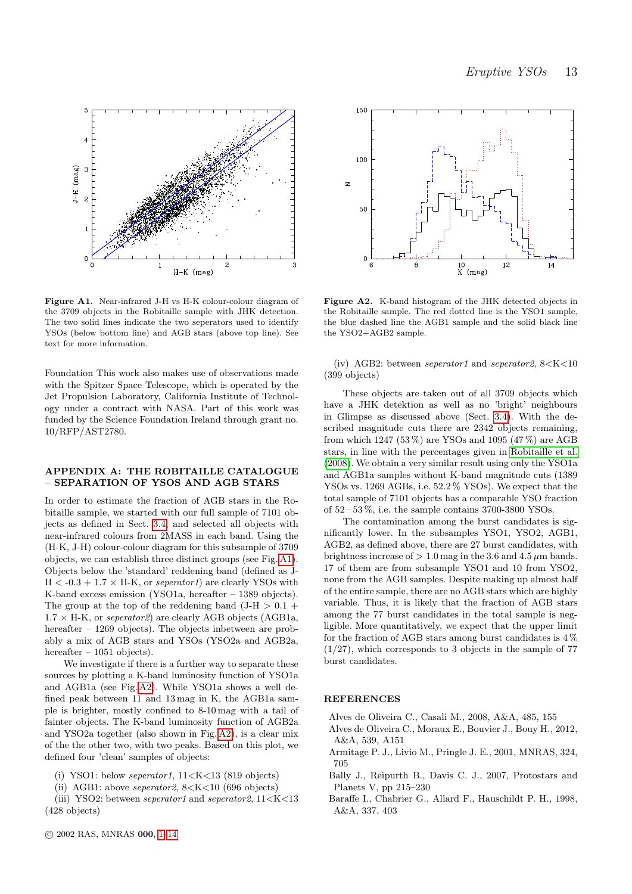**Figure A1.** Near-infrared J-H vs H-K colour-colour diagram of the 3709 objects in the Robitaille sample with JHK detection. The two solid lines indicate the two seperators used to identify YSOs (below bottom line) and AGB stars (above top line). See text for more information.

**Figure A2.** K-band histogram of the JHK detected objects in the Robitaille sample. The red dotted line is the YSO1 sample, the blue dashed line the AGB1 sample and the solid black line the YSO2+AGB2 sample.

Foundation This work also makes use of observations made with the Spitzer Space Telescope, which is operated by the Jet Propulsion Laboratory, California Institute of Technology under a contract with NASA. Part of this work was funded by the Science Foundation Ireland through grant no. 10/RFP/AST2780.

## APPENDIX A: THE ROBITAILLE CATALOGUE – SEPARATION OF YSOS AND AGB STARS

In order to estimate the fraction of AGB stars in the Robitaille sample, we started with our full sample of 7101 objects as defined in Sect. 3.4 and selected all objects with near-infrared colours from 2MASS in each band. Using the (H-K, J-H) colour-colour diagram for this subsample of 3709 objects, we can establish three distinct groups (see Fig. A1). Objects below the 'standard' reddening band (defined as J-H < -0.3 + 1.7 × H-K, or *seperator1*) are clearly YSOs with K-band excess emission (YSO1a, hereafter – 1389 objects). The group at the top of the reddening band (J-H > 0.1 + 1.7 × H-K, or *seperator2*) are clearly AGB objects (AGB1a, hereafter – 1269 objects). The objects inbetween are probably a mix of AGB stars and YSOs (YSO2a and AGB2a, hereafter – 1051 objects).

We investigate if there is a further way to separate these sources by plotting a K-band luminosity function of YSO1a and AGB1a (see Fig. A2). While YSO1a shows a well defined peak between 11 and 13 mag in K, the AGB1a sample is brighter, mostly confined to 8-10 mag with a tail of fainter objects. The K-band luminosity function of AGB2a and YSO2a together (also shown in Fig. A2), is a clear mix of the the other two, with two peaks. Based on this plot, we defined four 'clean' samples of objects:

(i) YSO1: below *seperator1*, 11<K<13 (819 objects)
(ii) AGB1: above *seperator2*, 8<K<10 (696 objects)
(iii) YSO2: between *seperator1* and *seperator2*, 11<K<13 (428 objects)
(iv) AGB2: between *seperator1* and *seperator2*, 8<K<10 (399 objects)

These objects are taken out of all 3709 objects which have a JHK detektion as well as no 'bright' neighbours in Glimpse as discussed above (Sect. 3.4). With the described magnitude cuts there are 2342 objects remaining, from which 1247 (53 %) are YSOs and 1095 (47 %) are AGB stars, in line with the percentages given in Robitaille et al. (2008). We obtain a very similar result using only the YSO1a and AGB1a samples without K-band magnitude cuts (1389 YSOs vs. 1269 AGBs, i.e. 52.2 % YSOs). We expect that the total sample of 7101 objects has a comparable YSO fraction of 52 – 53 %, i.e. the sample contains 3700-3800 YSOs.

The contamination among the burst candidates is significantly lower. In the subsamples YSO1, YSO2, AGB1, AGB2, as defined above, there are 27 burst candidates, with brightness increase of > 1.0 mag in the 3.6 and 4.5 $\mu$m bands. 17 of them are from subsample YSO1 and 10 from YSO2, none from the AGB samples. Despite making up almost half of the entire sample, there are no AGB stars which are highly variable. Thus, it is likely that the fraction of AGB stars among the 77 burst candidates in the total sample is negligible. More quantitatively, we expect that the upper limit for the fraction of AGB stars among burst candidates is 4 % (1/27), which corresponds to 3 objects in the sample of 77 burst candidates.

## REFERENCES

Alves de Oliveira C., Casali M., 2008, A&A, 485, 155
Alves de Oliveira C., Moraux E., Bouvier J., Bouy H., 2012, A&A, 539, A151
Armitage P. J., Livio M., Pringle J. E., 2001, MNRAS, 324, 705
Bally J., Reipurth B., Davis C. J., 2007, Protostars and Planets V, pp 215–230
Baraffe I., Chabrier G., Allard F., Hauschildt P. H., 1998, A&A, 337, 403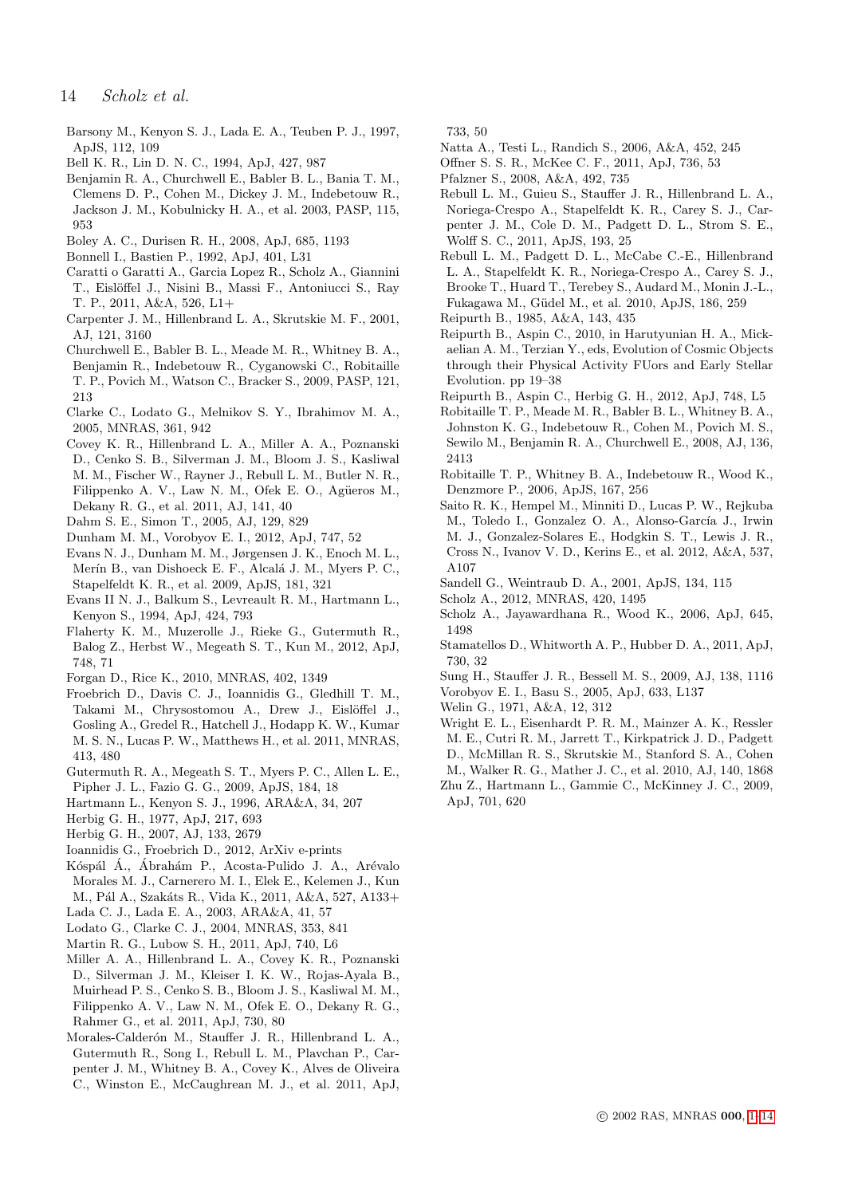Barsony M., Kenyon S. J., Lada E. A., Teuben P. J., 1997, ApJS, 112, 109

Bell K. R., Lin D. N. C., 1994, ApJ, 427, 987

Benjamin R. A., Churchwell E., Babler B. L., Bania T. M., Clemens D. P., Cohen M., Dickey J. M., Indebetouw R., Jackson J. M., Kobulnicky H. A., et al. 2003, PASP, 115, 953

Boley A. C., Durisen R. H., 2008, ApJ, 685, 1193

Bonnell I., Bastien P., 1992, ApJ, 401, L31

Caratti o Garatti A., Garcia Lopez R., Scholz A., Giannini T., Eislöffel J., Nisini B., Massi F., Antoniucci S., Ray T. P., 2011, A&A, 526, L1+

Carpenter J. M., Hillenbrand L. A., Skrutskie M. F., 2001, AJ, 121, 3160

Churchwell E., Babler B. L., Meade M. R., Whitney B. A., Benjamin R., Indebetouw R., Cyganowski C., Robitaille T. P., Povich M., Watson C., Bracker S., 2009, PASP, 121, 213

Clarke C., Lodato G., Melnikov S. Y., Ibrahimov M. A., 2005, MNRAS, 361, 942

Covey K. R., Hillenbrand L. A., Miller A. A., Poznanski D., Cenko S. B., Silverman J. M., Bloom J. S., Kasliwal M. M., Fischer W., Rayner J., Rebull L. M., Butler N. R., Filippenko A. V., Law N. M., Ofek E. O., Agüeros M., Dekany R. G., et al. 2011, AJ, 141, 40

Dahm S. E., Simon T., 2005, AJ, 129, 829

Dunham M. M., Vorobyov E. I., 2012, ApJ, 747, 52

Evans N. J., Dunham M. M., Jørgensen J. K., Enoch M. L., Merín B., van Dishoeck E. F., Alcalá J. M., Myers P. C., Stapelfeldt K. R., et al. 2009, ApJS, 181, 321

Evans II N. J., Balkum S., Levreault R. M., Hartmann L., Kenyon S., 1994, ApJ, 424, 793

Flaherty K. M., Muzerolle J., Rieke G., Gutermuth R., Balog Z., Herbst W., Megeath S. T., Kun M., 2012, ApJ, 748, 71

Forgan D., Rice K., 2010, MNRAS, 402, 1349

Froebrich D., Davis C. J., Ioannidis G., Gledhill T. M., Takami M., Chrysostomou A., Drew J., Eislöffel J., Gosling A., Gredel R., Hatchell J., Hodapp K. W., Kumar M. S. N., Lucas P. W., Matthews H., et al. 2011, MNRAS, 413, 480

Gutermuth R. A., Megeath S. T., Myers P. C., Allen L. E., Pipher J. L., Fazio G. G., 2009, ApJS, 184, 18

Hartmann L., Kenyon S. J., 1996, ARA&A, 34, 207

Herbig G. H., 1977, ApJ, 217, 693

Herbig G. H., 2007, AJ, 133, 2679

Ioannidis G., Froebrich D., 2012, ArXiv e-prints

Kóspál Á., Ábrahám P., Acosta-Pulido J. A., Arévalo Morales M. J., Carnerero M. I., Elek E., Kelemen J., Kun M., Pál A., Szakáts R., Vida K., 2011, A&A, 527, A133+

Lada C. J., Lada E. A., 2003, ARA&A, 41, 57

Lodato G., Clarke C. J., 2004, MNRAS, 353, 841

Martin R. G., Lubow S. H., 2011, ApJ, 740, L6

Miller A. A., Hillenbrand L. A., Covey K. R., Poznanski D., Silverman J. M., Kleiser I. K. W., Rojas-Ayala B., Muirhead P. S., Cenko S. B., Bloom J. S., Kasliwal M. M., Filippenko A. V., Law N. M., Ofek E. O., Dekany R. G., Rahmer G., et al. 2011, ApJ, 730, 80

Morales-Calderón M., Stauffer J. R., Hillenbrand L. A., Gutermuth R., Song I., Rebull L. M., Plavchan P., Carpenter J. M., Whitney B. A., Covey K., Alves de Oliveira C., Winston E., McCaughrean M. J., et al. 2011, ApJ, 733, 50

Natta A., Testi L., Randich S., 2006, A&A, 452, 245

Offner S. S. R., McKee C. F., 2011, ApJ, 736, 53

Pfalzner S., 2008, A&A, 492, 735

Rebull L. M., Guieu S., Stauffer J. R., Hillenbrand L. A., Noriega-Crespo A., Stapelfeldt K. R., Carey S. J., Carpenter J. M., Cole D. M., Padgett D. L., Strom S. E., Wolff S. C., 2011, ApJS, 193, 25

Rebull L. M., Padgett D. L., McCabe C.-E., Hillenbrand L. A., Stapelfeldt K. R., Noriega-Crespo A., Carey S. J., Brooke T., Huard T., Terebey S., Audard M., Monin J.-L., Fukagawa M., Güdel M., et al. 2010, ApJS, 186, 259

Reipurth B., 1985, A&A, 143, 435

Reipurth B., Aspin C., 2010, in Harutyunian H. A., Mickaelian A. M., Terzian Y., eds, Evolution of Cosmic Objects through their Physical Activity FUors and Early Stellar Evolution. pp 19–38

Reipurth B., Aspin C., Herbig G. H., 2012, ApJ, 748, L5

Robitaille T. P., Meade M. R., Babler B. L., Whitney B. A., Johnston K. G., Indebetouw R., Cohen M., Povich M. S., Sewilo M., Benjamin R. A., Churchwell E., 2008, AJ, 136, 2413

Robitaille T. P., Whitney B. A., Indebetouw R., Wood K., Denzmore P., 2006, ApJS, 167, 256

Saito R. K., Hempel M., Minniti D., Lucas P. W., Rejkuba M., Toledo I., Gonzalez O. A., Alonso-García J., Irwin M. J., Gonzalez-Solares E., Hodgkin S. T., Lewis J. R., Cross N., Ivanov V. D., Kerins E., et al. 2012, A&A, 537, A107

Sandell G., Weintraub D. A., 2001, ApJS, 134, 115

Scholz A., 2012, MNRAS, 420, 1495

Scholz A., Jayawardhana R., Wood K., 2006, ApJ, 645, 1498

Stamatellos D., Whitworth A. P., Hubber D. A., 2011, ApJ, 730, 32

Sung H., Stauffer J. R., Bessell M. S., 2009, AJ, 138, 1116

Vorobyov E. I., Basu S., 2005, ApJ, 633, L137

Welin G., 1971, A&A, 12, 312

Wright E. L., Eisenhardt P. R. M., Mainzer A. K., Ressler M. E., Cutri R. M., Jarrett T., Kirkpatrick J. D., Padgett D., McMillan R. S., Skrutskie M., Stanford S. A., Cohen M., Walker R. G., Mather J. C., et al. 2010, AJ, 140, 1868

Zhu Z., Hartmann L., Gammie C., McKinney J. C., 2009, ApJ, 701, 620